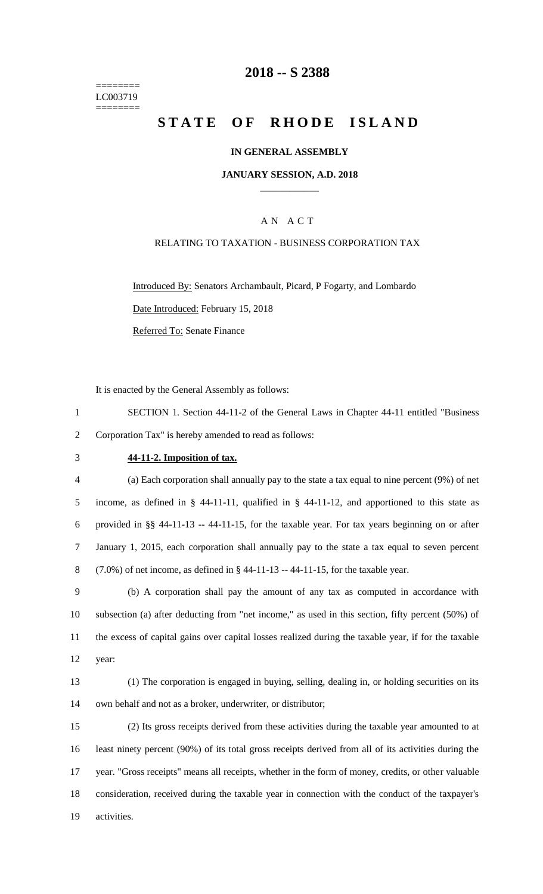========
LC003719
========

# 2018 -- S 2388

# STATE OF RHODE ISLAND

### IN GENERAL ASSEMBLY

### JANUARY SESSION, A.D. 2018

---

### A N A C T

### RELATING TO TAXATION - BUSINESS CORPORATION TAX

Introduced By: Senators Archambault, Picard, P Fogarty, and Lombardo

Date Introduced: February 15, 2018

Referred To: Senate Finance

It is enacted by the General Assembly as follows:

1 SECTION 1. Section 44-11-2 of the General Laws in Chapter 44-11 entitled "Business
2 Corporation Tax" is hereby amended to read as follows:

3 **44-11-2. Imposition of tax.**

4 (a) Each corporation shall annually pay to the state a tax equal to nine percent (9%) of net
5 income, as defined in § 44-11-11, qualified in § 44-11-12, and apportioned to this state as
6 provided in §§ 44-11-13 -- 44-11-15, for the taxable year. For tax years beginning on or after
7 January 1, 2015, each corporation shall annually pay to the state a tax equal to seven percent
8 (7.0%) of net income, as defined in § 44-11-13 -- 44-11-15, for the taxable year.

9 (b) A corporation shall pay the amount of any tax as computed in accordance with
10 subsection (a) after deducting from "net income," as used in this section, fifty percent (50%) of
11 the excess of capital gains over capital losses realized during the taxable year, if for the taxable
12 year:

13 (1) The corporation is engaged in buying, selling, dealing in, or holding securities on its
14 own behalf and not as a broker, underwriter, or distributor;

15 (2) Its gross receipts derived from these activities during the taxable year amounted to at
16 least ninety percent (90%) of its total gross receipts derived from all of its activities during the
17 year. "Gross receipts" means all receipts, whether in the form of money, credits, or other valuable
18 consideration, received during the taxable year in connection with the conduct of the taxpayer's
19 activities.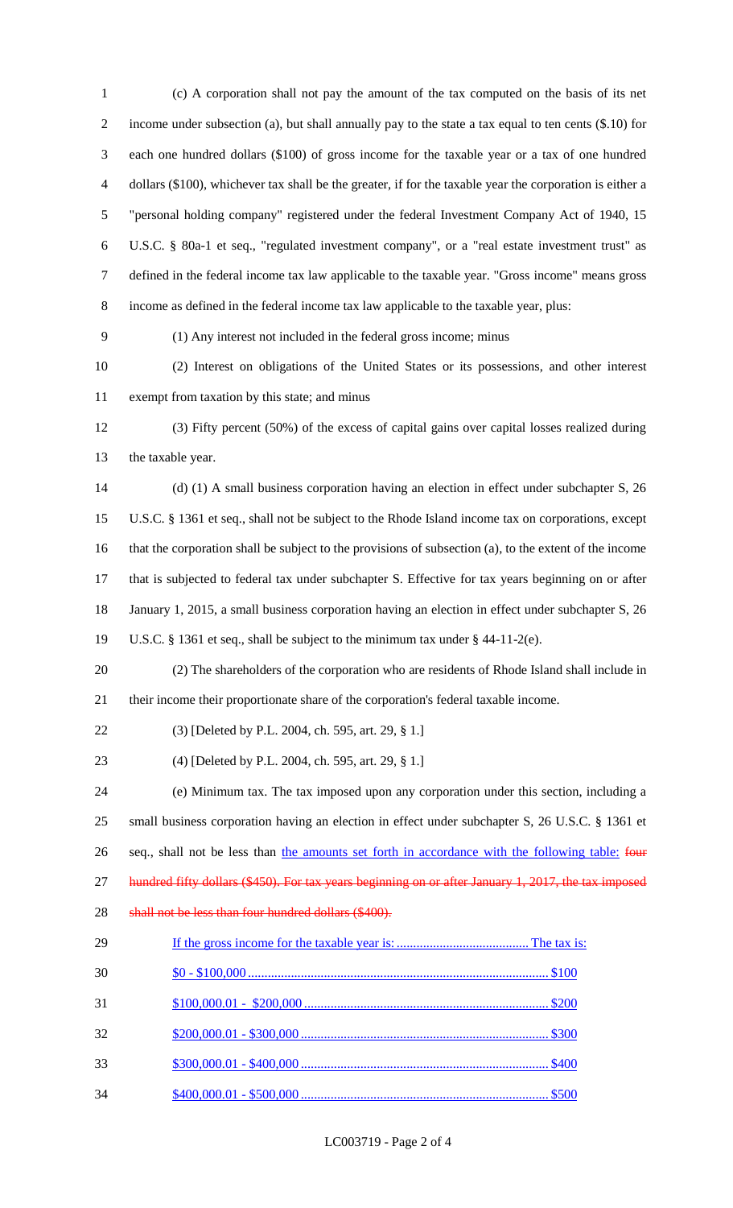(c) A corporation shall not pay the amount of the tax computed on the basis of its net income under subsection (a), but shall annually pay to the state a tax equal to ten cents ($.10) for each one hundred dollars ($100) of gross income for the taxable year or a tax of one hundred dollars ($100), whichever tax shall be the greater, if for the taxable year the corporation is either a "personal holding company" registered under the federal Investment Company Act of 1940, 15 U.S.C. § 80a-1 et seq., "regulated investment company", or a "real estate investment trust" as defined in the federal income tax law applicable to the taxable year. "Gross income" means gross income as defined in the federal income tax law applicable to the taxable year, plus:

(1) Any interest not included in the federal gross income; minus

(2) Interest on obligations of the United States or its possessions, and other interest exempt from taxation by this state; and minus

(3) Fifty percent (50%) of the excess of capital gains over capital losses realized during the taxable year.

(d) (1) A small business corporation having an election in effect under subchapter S, 26 U.S.C. § 1361 et seq., shall not be subject to the Rhode Island income tax on corporations, except that the corporation shall be subject to the provisions of subsection (a), to the extent of the income that is subjected to federal tax under subchapter S. Effective for tax years beginning on or after January 1, 2015, a small business corporation having an election in effect under subchapter S, 26 U.S.C. § 1361 et seq., shall be subject to the minimum tax under § 44-11-2(e).

(2) The shareholders of the corporation who are residents of Rhode Island shall include in their income their proportionate share of the corporation's federal taxable income.

(3) [Deleted by P.L. 2004, ch. 595, art. 29, § 1.]

(4) [Deleted by P.L. 2004, ch. 595, art. 29, § 1.]

(e) Minimum tax. The tax imposed upon any corporation under this section, including a small business corporation having an election in effect under subchapter S, 26 U.S.C. § 1361 et seq., shall not be less than <u>the amounts set forth in accordance with the following table:</u> ~~four hundred fifty dollars ($450). For tax years beginning on or after January 1, 2017, the tax imposed shall not be less than four hundred dollars ($400).~~

| <u>If the gross income for the taxable year is:</u> | <u>The tax is:</u> |
|---|---|
| <u>$0 - $100,000</u> | <u>$100</u> |
| <u>$100,000.01 - $200,000</u> | <u>$200</u> |
| <u>$200,000.01 - $300,000</u> | <u>$300</u> |
| <u>$300,000.01 - $400,000</u> | <u>$400</u> |
| <u>$400,000.01 - $500,000</u> | <u>$500</u> |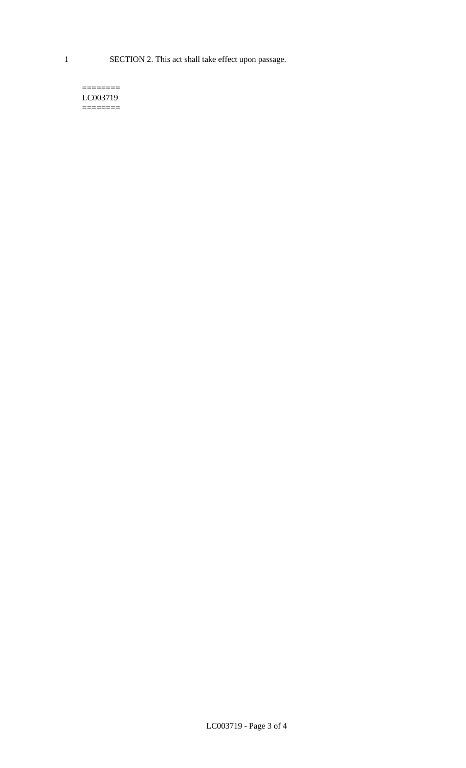SECTION 2. This act shall take effect upon passage.

========
LC003719
========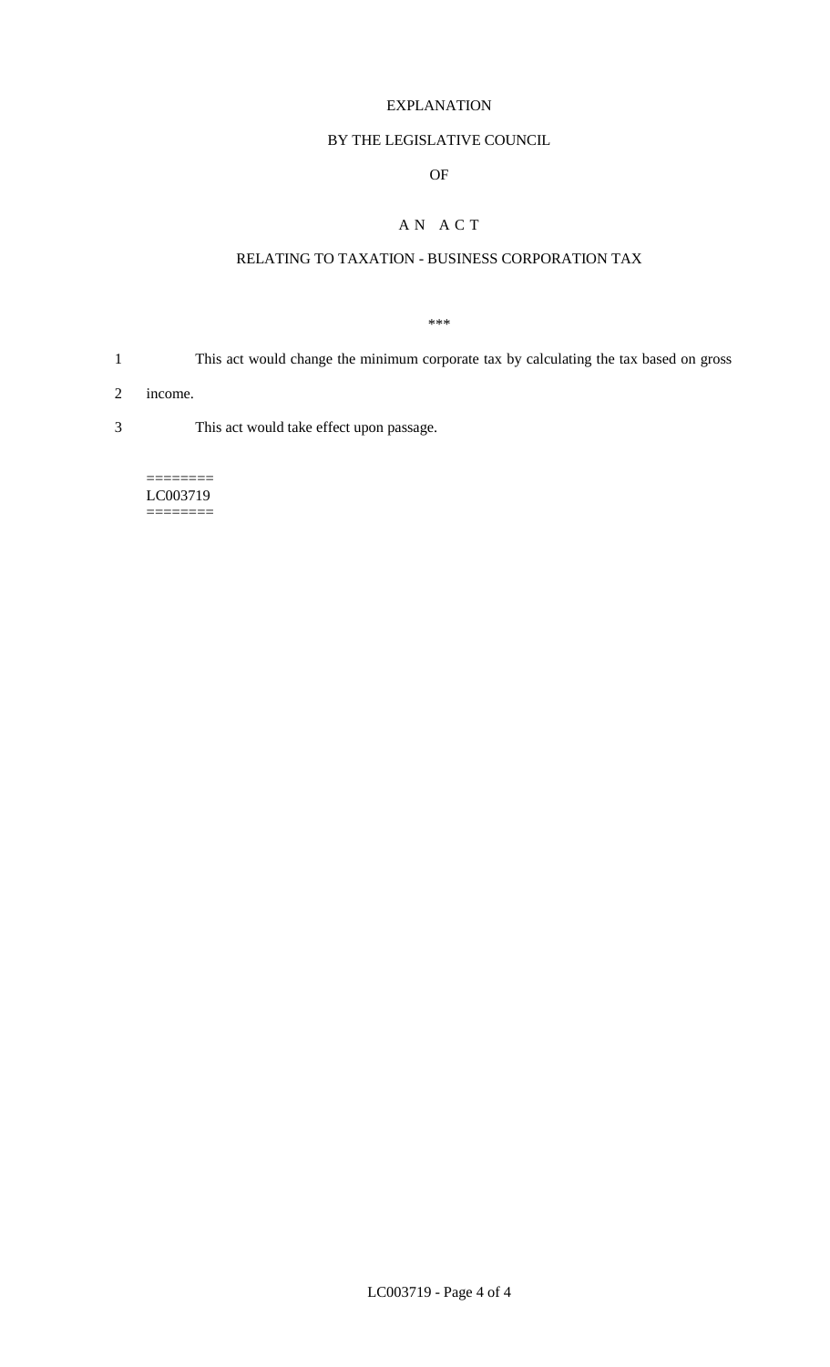EXPLANATION

BY THE LEGISLATIVE COUNCIL

OF

A N A C T

RELATING TO TAXATION - BUSINESS CORPORATION TAX

\*\*\*

1 This act would change the minimum corporate tax by calculating the tax based on gross
2 income.
3 This act would take effect upon passage.

========
LC003719
========